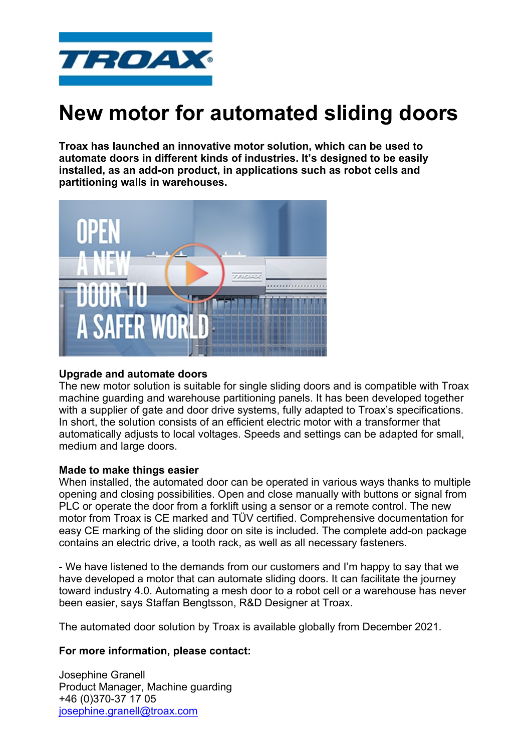# New motor for automated sliding doors

**Troax has launched an innovative motor solution, which can be used to automate doors in different kinds of industries. It's designed to be easily installed, as an add-on product, in applications such as robot cells and partitioning walls in warehouses.**

**Upgrade and automate doors**

The new motor solution is suitable for single sliding doors and is compatible with Troax machine guarding and warehouse partitioning panels. It has been developed together with a supplier of gate and door drive systems, fully adapted to Troax's specifications. In short, the solution consists of an efficient electric motor with a transformer that automatically adjusts to local voltages. Speeds and settings can be adapted for small, medium and large doors.

**Made to make things easier**

When installed, the automated door can be operated in various ways thanks to multiple opening and closing possibilities. Open and close manually with buttons or signal from PLC or operate the door from a forklift using a sensor or a remote control. The new motor from Troax is CE marked and TÜV certified. Comprehensive documentation for easy CE marking of the sliding door on site is included. The complete add-on package contains an electric drive, a tooth rack, as well as all necessary fasteners.

- We have listened to the demands from our customers and I'm happy to say that we have developed a motor that can automate sliding doors. It can facilitate the journey toward industry 4.0. Automating a mesh door to a robot cell or a warehouse has never been easier, says Staffan Bengtsson, R&D Designer at Troax.

The automated door solution by Troax is available globally from December 2021.

**For more information, please contact:**

Josephine Granell
Product Manager, Machine guarding
+46 (0)370-37 17 05
josephine.granell@troax.com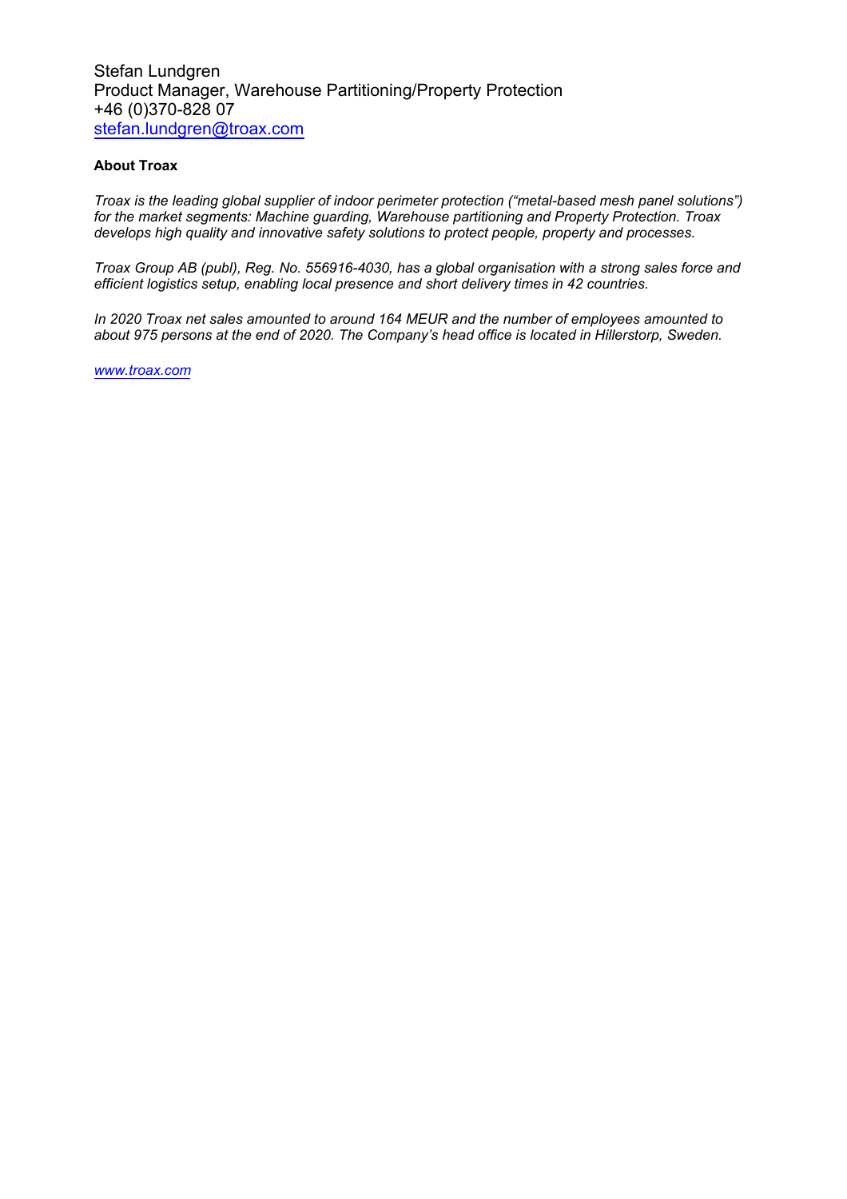Stefan Lundgren
Product Manager, Warehouse Partitioning/Property Protection
+46 (0)370-828 07
stefan.lundgren@troax.com

**About Troax**

*Troax is the leading global supplier of indoor perimeter protection ("metal-based mesh panel solutions") for the market segments: Machine guarding, Warehouse partitioning and Property Protection. Troax develops high quality and innovative safety solutions to protect people, property and processes.*

*Troax Group AB (publ), Reg. No. 556916-4030, has a global organisation with a strong sales force and efficient logistics setup, enabling local presence and short delivery times in 42 countries.*

*In 2020 Troax net sales amounted to around 164 MEUR and the number of employees amounted to about 975 persons at the end of 2020. The Company's head office is located in Hillerstorp, Sweden.*

*www.troax.com*